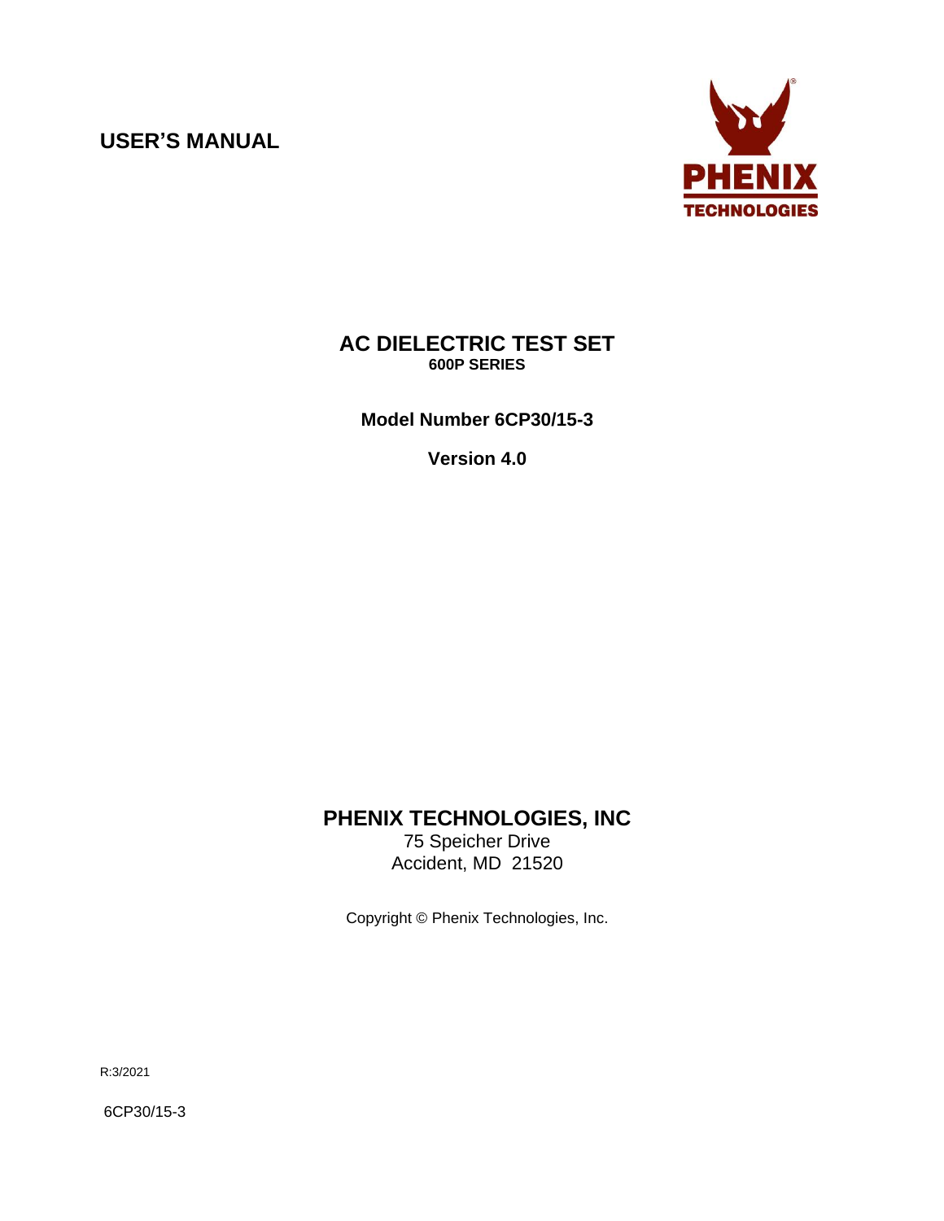**USER'S MANUAL**

PHENIX
TECHNOLOGIES

# AC DIELECTRIC TEST SET

**600P SERIES**

**Model Number 6CP30/15-3**

**Version 4.0**

## PHENIX TECHNOLOGIES, INC

75 Speicher Drive
Accident, MD 21520

Copyright © Phenix Technologies, Inc.

R:3/2021

6CP30/15-3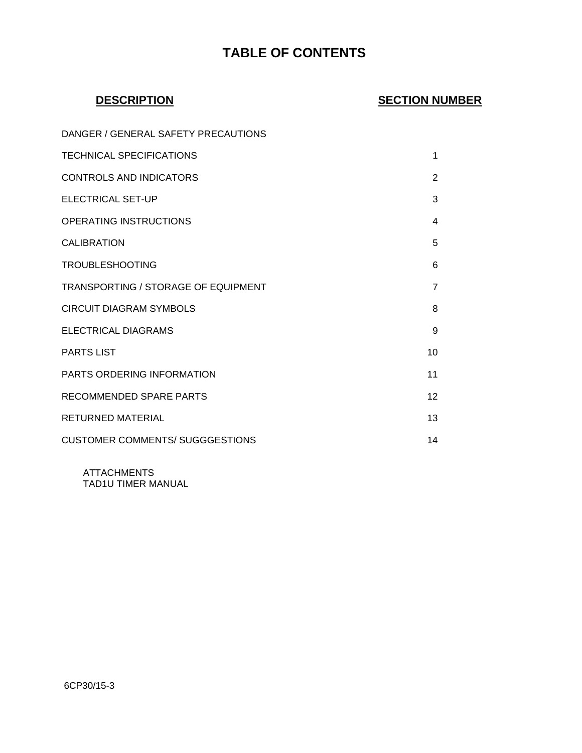# TABLE OF CONTENTS

| DESCRIPTION | SECTION NUMBER |
|---|---|
| DANGER / GENERAL SAFETY PRECAUTIONS | |
| TECHNICAL SPECIFICATIONS | 1 |
| CONTROLS AND INDICATORS | 2 |
| ELECTRICAL SET-UP | 3 |
| OPERATING INSTRUCTIONS | 4 |
| CALIBRATION | 5 |
| TROUBLESHOOTING | 6 |
| TRANSPORTING / STORAGE OF EQUIPMENT | 7 |
| CIRCUIT DIAGRAM SYMBOLS | 8 |
| ELECTRICAL DIAGRAMS | 9 |
| PARTS LIST | 10 |
| PARTS ORDERING INFORMATION | 11 |
| RECOMMENDED SPARE PARTS | 12 |
| RETURNED MATERIAL | 13 |
| CUSTOMER COMMENTS/ SUGGGESTIONS | 14 |

ATTACHMENTS
TAD1U TIMER MANUAL

6CP30/15-3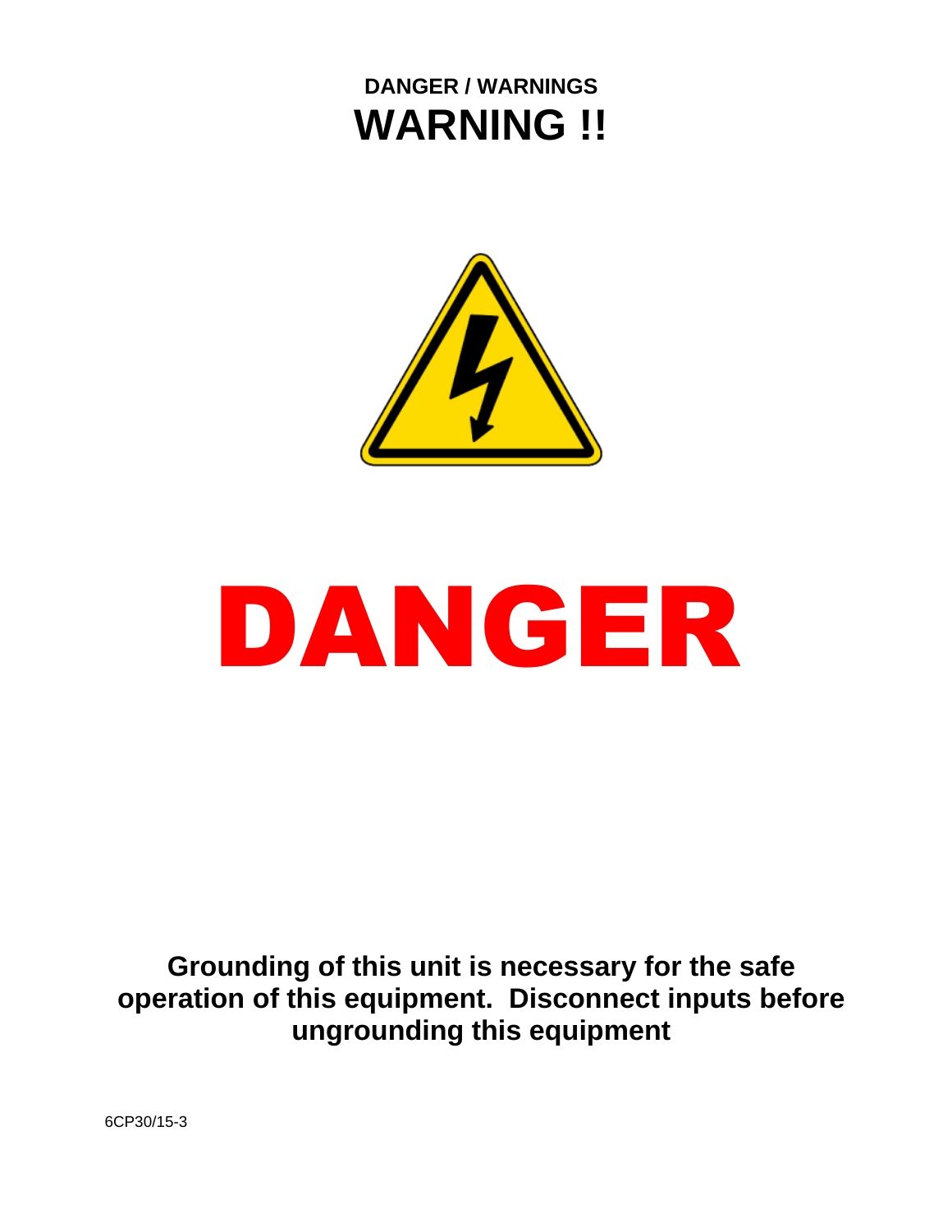## DANGER / WARNINGS

# WARNING !!

# DANGER

**Grounding of this unit is necessary for the safe operation of this equipment. Disconnect inputs before ungrounding this equipment**

6CP30/15-3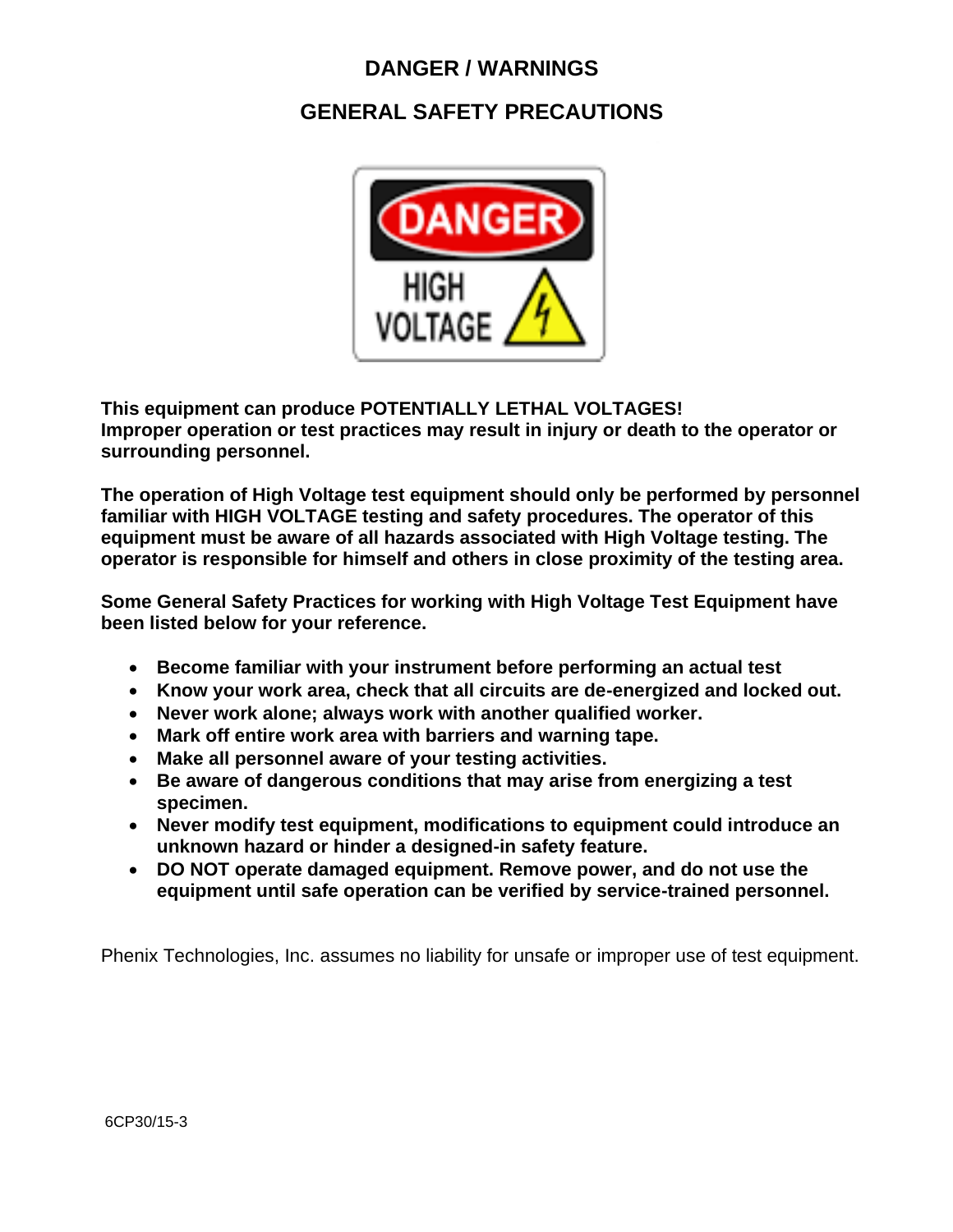# DANGER / WARNINGS

## GENERAL SAFETY PRECAUTIONS

**This equipment can produce POTENTIALLY LETHAL VOLTAGES!**
**Improper operation or test practices may result in injury or death to the operator or surrounding personnel.**

**The operation of High Voltage test equipment should only be performed by personnel familiar with HIGH VOLTAGE testing and safety procedures. The operator of this equipment must be aware of all hazards associated with High Voltage testing. The operator is responsible for himself and others in close proximity of the testing area.**

**Some General Safety Practices for working with High Voltage Test Equipment have been listed below for your reference.**

- **Become familiar with your instrument before performing an actual test**
- **Know your work area, check that all circuits are de-energized and locked out.**
- **Never work alone; always work with another qualified worker.**
- **Mark off entire work area with barriers and warning tape.**
- **Make all personnel aware of your testing activities.**
- **Be aware of dangerous conditions that may arise from energizing a test specimen.**
- **Never modify test equipment, modifications to equipment could introduce an unknown hazard or hinder a designed-in safety feature.**
- **DO NOT operate damaged equipment. Remove power, and do not use the equipment until safe operation can be verified by service-trained personnel.**

Phenix Technologies, Inc. assumes no liability for unsafe or improper use of test equipment.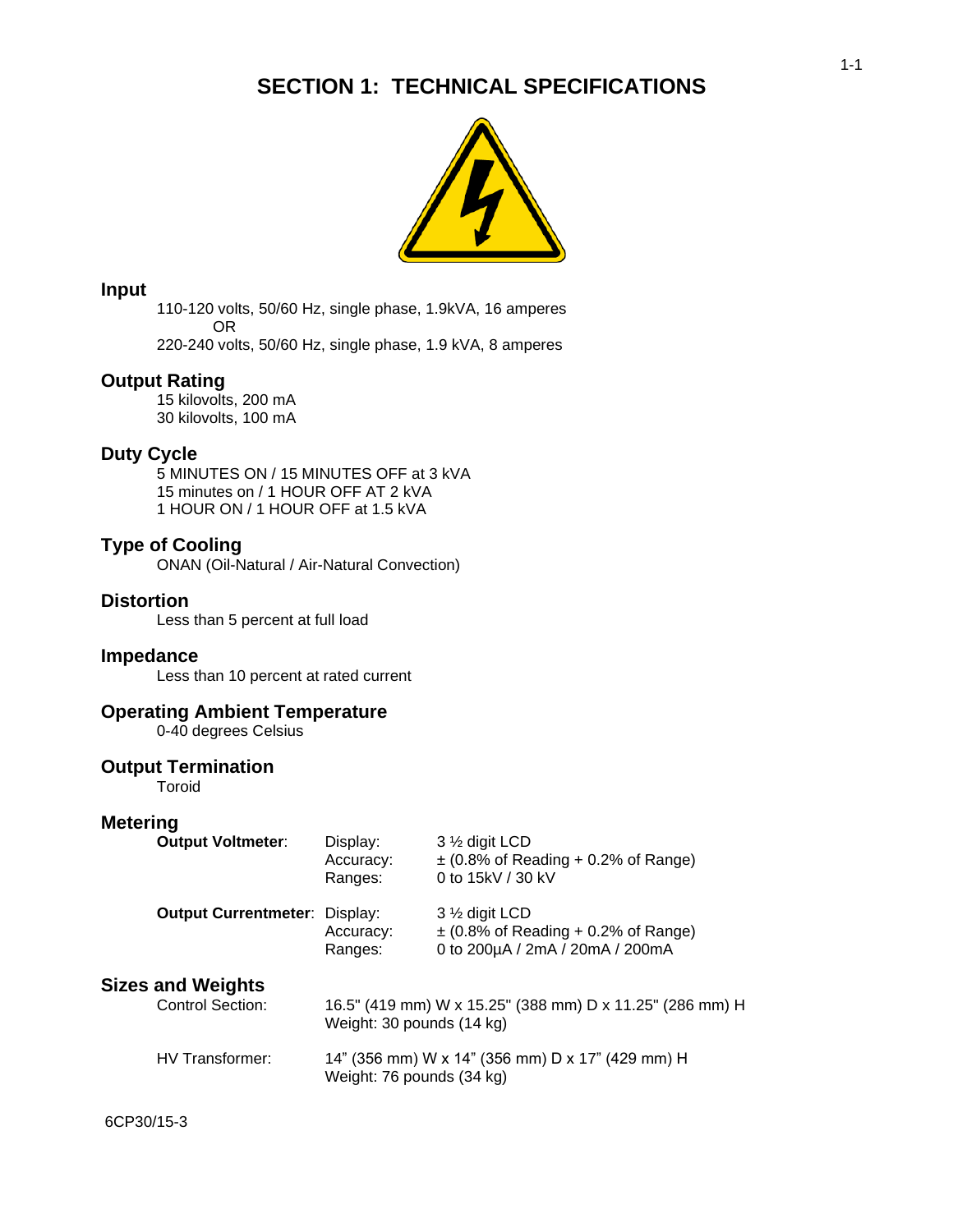# SECTION 1: TECHNICAL SPECIFICATIONS

## Input

110-120 volts, 50/60 Hz, single phase, 1.9kVA, 16 amperes
OR
220-240 volts, 50/60 Hz, single phase, 1.9 kVA, 8 amperes

## Output Rating

15 kilovolts, 200 mA
30 kilovolts, 100 mA

## Duty Cycle

5 MINUTES ON / 15 MINUTES OFF at 3 kVA
15 minutes on / 1 HOUR OFF AT 2 kVA
1 HOUR ON / 1 HOUR OFF at 1.5 kVA

## Type of Cooling

ONAN (Oil-Natural / Air-Natural Convection)

## Distortion

Less than 5 percent at full load

## Impedance

Less than 10 percent at rated current

## Operating Ambient Temperature

0-40 degrees Celsius

## Output Termination

Toroid

## Metering

| | | |
|---|---|---|
| **Output Voltmeter**: | Display: | 3 ½ digit LCD |
| | Accuracy: | ± (0.8% of Reading + 0.2% of Range) |
| | Ranges: | 0 to 15kV / 30 kV |
| **Output Currentmeter**: | Display: | 3 ½ digit LCD |
| | Accuracy: | ± (0.8% of Reading + 0.2% of Range) |
| | Ranges: | 0 to 200µA / 2mA / 20mA / 200mA |

## Sizes and Weights

| | |
|---|---|
| Control Section: | 16.5" (419 mm) W x 15.25" (388 mm) D x 11.25" (286 mm) H<br>Weight: 30 pounds (14 kg) |
| HV Transformer: | 14" (356 mm) W x 14" (356 mm) D x 17" (429 mm) H<br>Weight: 76 pounds (34 kg) |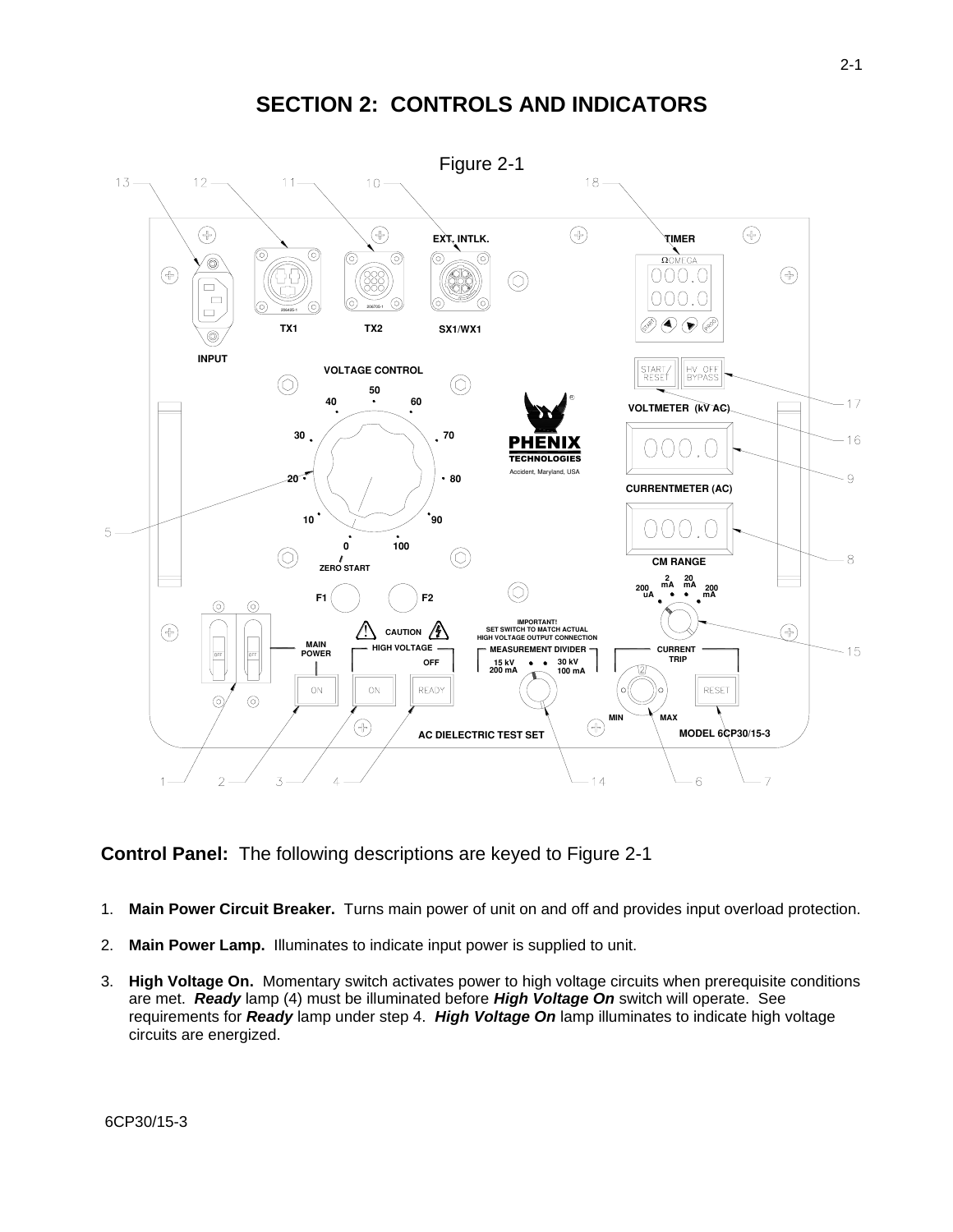# SECTION 2: CONTROLS AND INDICATORS

Figure 2-1

**Control Panel:** The following descriptions are keyed to Figure 2-1

1. **Main Power Circuit Breaker.** Turns main power of unit on and off and provides input overload protection.

2. **Main Power Lamp.** Illuminates to indicate input power is supplied to unit.

3. **High Voltage On.** Momentary switch activates power to high voltage circuits when prerequisite conditions are met. ***Ready*** lamp (4) must be illuminated before ***High Voltage On*** switch will operate. See requirements for ***Ready*** lamp under step 4. ***High Voltage On*** lamp illuminates to indicate high voltage circuits are energized.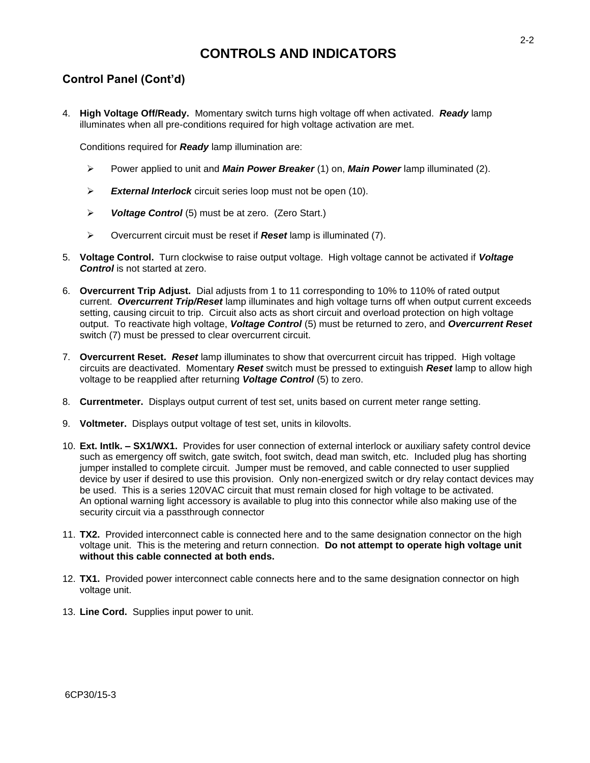# CONTROLS AND INDICATORS

## Control Panel (Cont'd)

4. **High Voltage Off/Ready.** Momentary switch turns high voltage off when activated. ***Ready*** lamp illuminates when all pre-conditions required for high voltage activation are met.

   Conditions required for ***Ready*** lamp illumination are:

   - Power applied to unit and ***Main Power Breaker*** (1) on, ***Main Power*** lamp illuminated (2).
   - ***External Interlock*** circuit series loop must not be open (10).
   - ***Voltage Control*** (5) must be at zero. (Zero Start.)
   - Overcurrent circuit must be reset if ***Reset*** lamp is illuminated (7).

5. **Voltage Control.** Turn clockwise to raise output voltage. High voltage cannot be activated if ***Voltage Control*** is not started at zero.

6. **Overcurrent Trip Adjust.** Dial adjusts from 1 to 11 corresponding to 10% to 110% of rated output current. ***Overcurrent Trip/Reset*** lamp illuminates and high voltage turns off when output current exceeds setting, causing circuit to trip. Circuit also acts as short circuit and overload protection on high voltage output. To reactivate high voltage, ***Voltage Control*** (5) must be returned to zero, and ***Overcurrent Reset*** switch (7) must be pressed to clear overcurrent circuit.

7. **Overcurrent Reset.** ***Reset*** lamp illuminates to show that overcurrent circuit has tripped. High voltage circuits are deactivated. Momentary ***Reset*** switch must be pressed to extinguish ***Reset*** lamp to allow high voltage to be reapplied after returning ***Voltage Control*** (5) to zero.

8. **Currentmeter.** Displays output current of test set, units based on current meter range setting.

9. **Voltmeter.** Displays output voltage of test set, units in kilovolts.

10. **Ext. Intlk. – SX1/WX1.** Provides for user connection of external interlock or auxiliary safety control device such as emergency off switch, gate switch, foot switch, dead man switch, etc. Included plug has shorting jumper installed to complete circuit. Jumper must be removed, and cable connected to user supplied device by user if desired to use this provision. Only non-energized switch or dry relay contact devices may be used. This is a series 120VAC circuit that must remain closed for high voltage to be activated. An optional warning light accessory is available to plug into this connector while also making use of the security circuit via a passthrough connector

11. **TX2.** Provided interconnect cable is connected here and to the same designation connector on the high voltage unit. This is the metering and return connection. **Do not attempt to operate high voltage unit without this cable connected at both ends.**

12. **TX1.** Provided power interconnect cable connects here and to the same designation connector on high voltage unit.

13. **Line Cord.** Supplies input power to unit.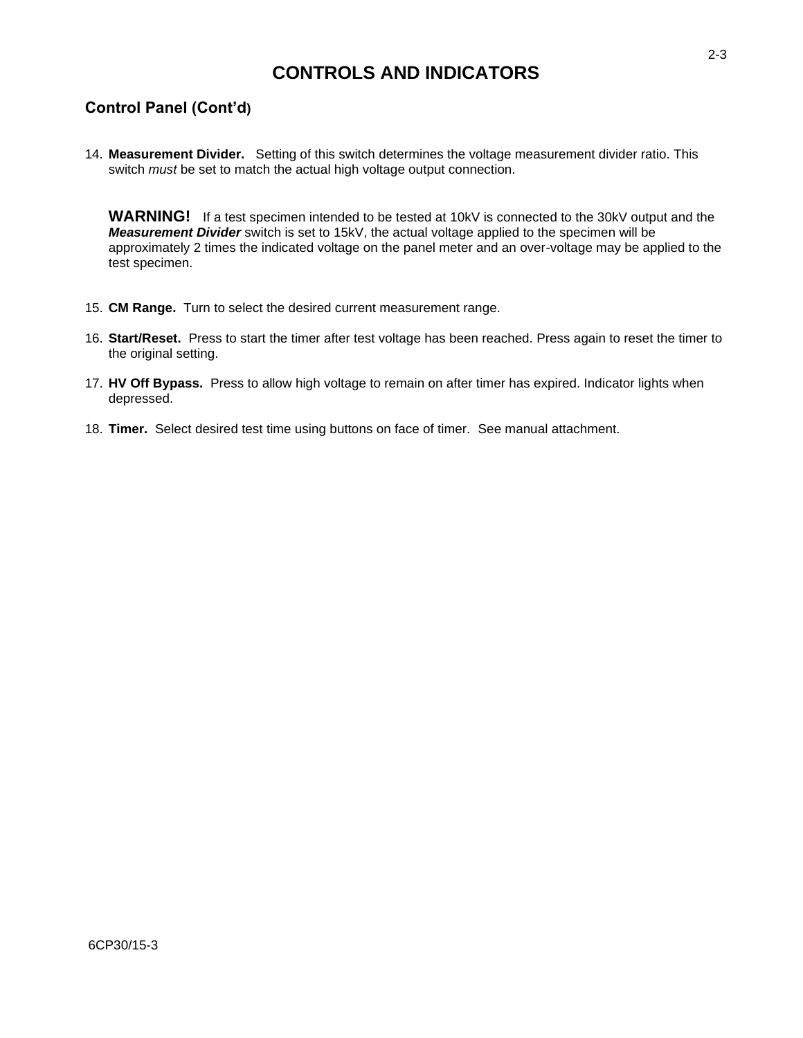# CONTROLS AND INDICATORS

## Control Panel (Cont'd)

14. **Measurement Divider.** Setting of this switch determines the voltage measurement divider ratio. This switch *must* be set to match the actual high voltage output connection.

    **WARNING!** If a test specimen intended to be tested at 10kV is connected to the 30kV output and the ***Measurement Divider*** switch is set to 15kV, the actual voltage applied to the specimen will be approximately 2 times the indicated voltage on the panel meter and an over-voltage may be applied to the test specimen.

15. **CM Range.** Turn to select the desired current measurement range.

16. **Start/Reset.** Press to start the timer after test voltage has been reached. Press again to reset the timer to the original setting.

17. **HV Off Bypass.** Press to allow high voltage to remain on after timer has expired. Indicator lights when depressed.

18. **Timer.** Select desired test time using buttons on face of timer. See manual attachment.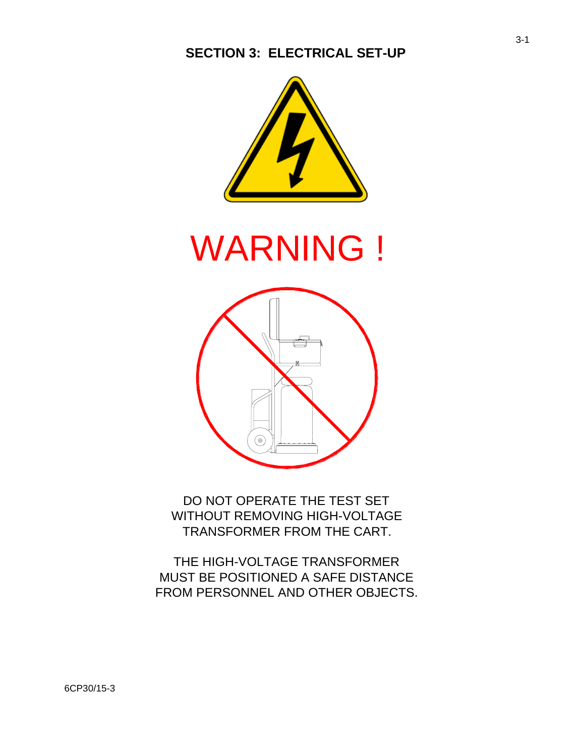# SECTION 3: ELECTRICAL SET-UP

WARNING !

DO NOT OPERATE THE TEST SET WITHOUT REMOVING HIGH-VOLTAGE TRANSFORMER FROM THE CART.

THE HIGH-VOLTAGE TRANSFORMER MUST BE POSITIONED A SAFE DISTANCE FROM PERSONNEL AND OTHER OBJECTS.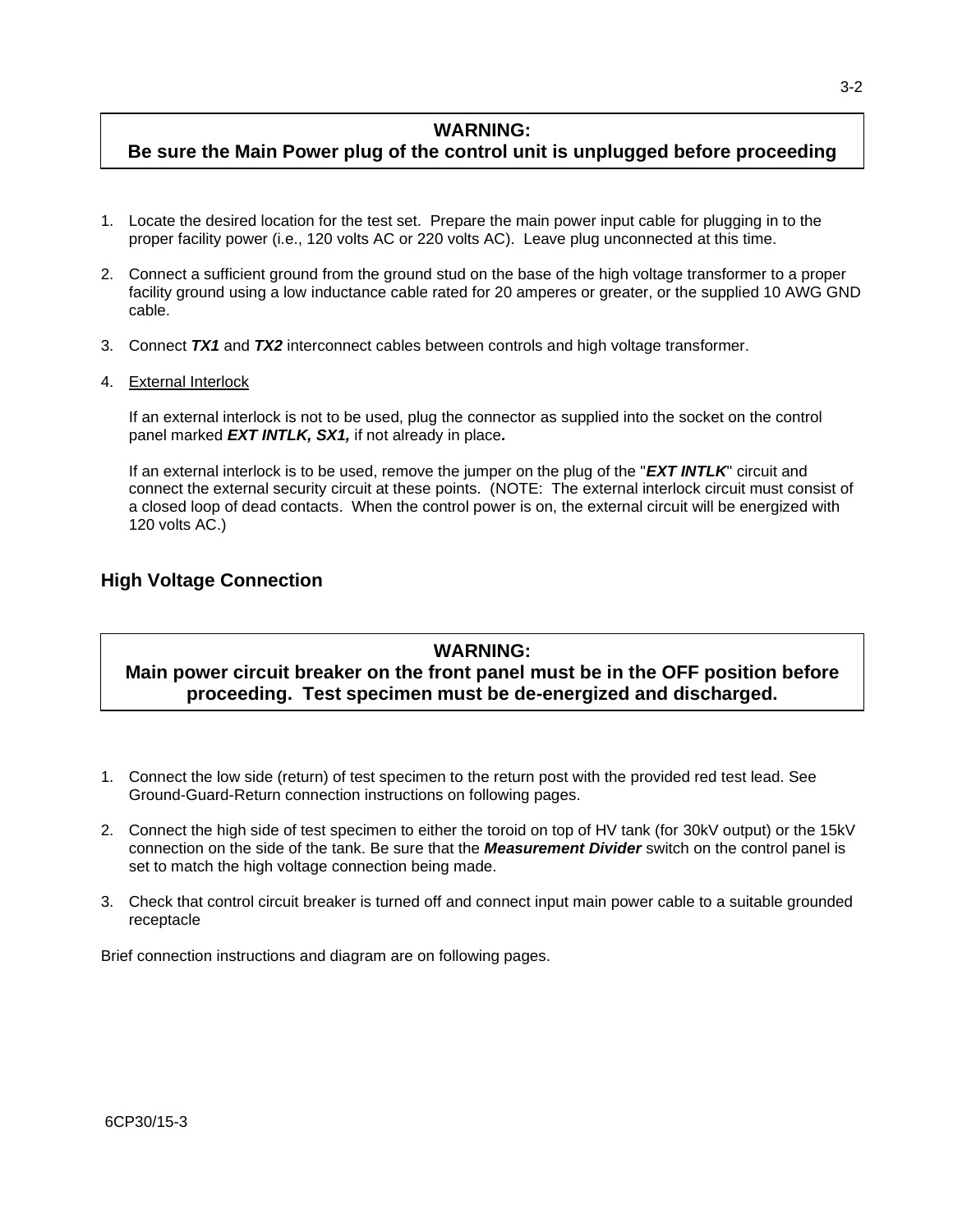**WARNING:**
**Be sure the Main Power plug of the control unit is unplugged before proceeding**

1. Locate the desired location for the test set. Prepare the main power input cable for plugging in to the proper facility power (i.e., 120 volts AC or 220 volts AC). Leave plug unconnected at this time.

2. Connect a sufficient ground from the ground stud on the base of the high voltage transformer to a proper facility ground using a low inductance cable rated for 20 amperes or greater, or the supplied 10 AWG GND cable.

3. Connect ***TX1*** and ***TX2*** interconnect cables between controls and high voltage transformer.

4. External Interlock

   If an external interlock is not to be used, plug the connector as supplied into the socket on the control panel marked ***EXT INTLK, SX1,*** if not already in place***.***

   If an external interlock is to be used, remove the jumper on the plug of the "***EXT INTLK***" circuit and connect the external security circuit at these points. (NOTE: The external interlock circuit must consist of a closed loop of dead contacts. When the control power is on, the external circuit will be energized with 120 volts AC.)

## High Voltage Connection

**WARNING:**
**Main power circuit breaker on the front panel must be in the OFF position before proceeding. Test specimen must be de-energized and discharged.**

1. Connect the low side (return) of test specimen to the return post with the provided red test lead. See Ground-Guard-Return connection instructions on following pages.

2. Connect the high side of test specimen to either the toroid on top of HV tank (for 30kV output) or the 15kV connection on the side of the tank. Be sure that the ***Measurement Divider*** switch on the control panel is set to match the high voltage connection being made.

3. Check that control circuit breaker is turned off and connect input main power cable to a suitable grounded receptacle

Brief connection instructions and diagram are on following pages.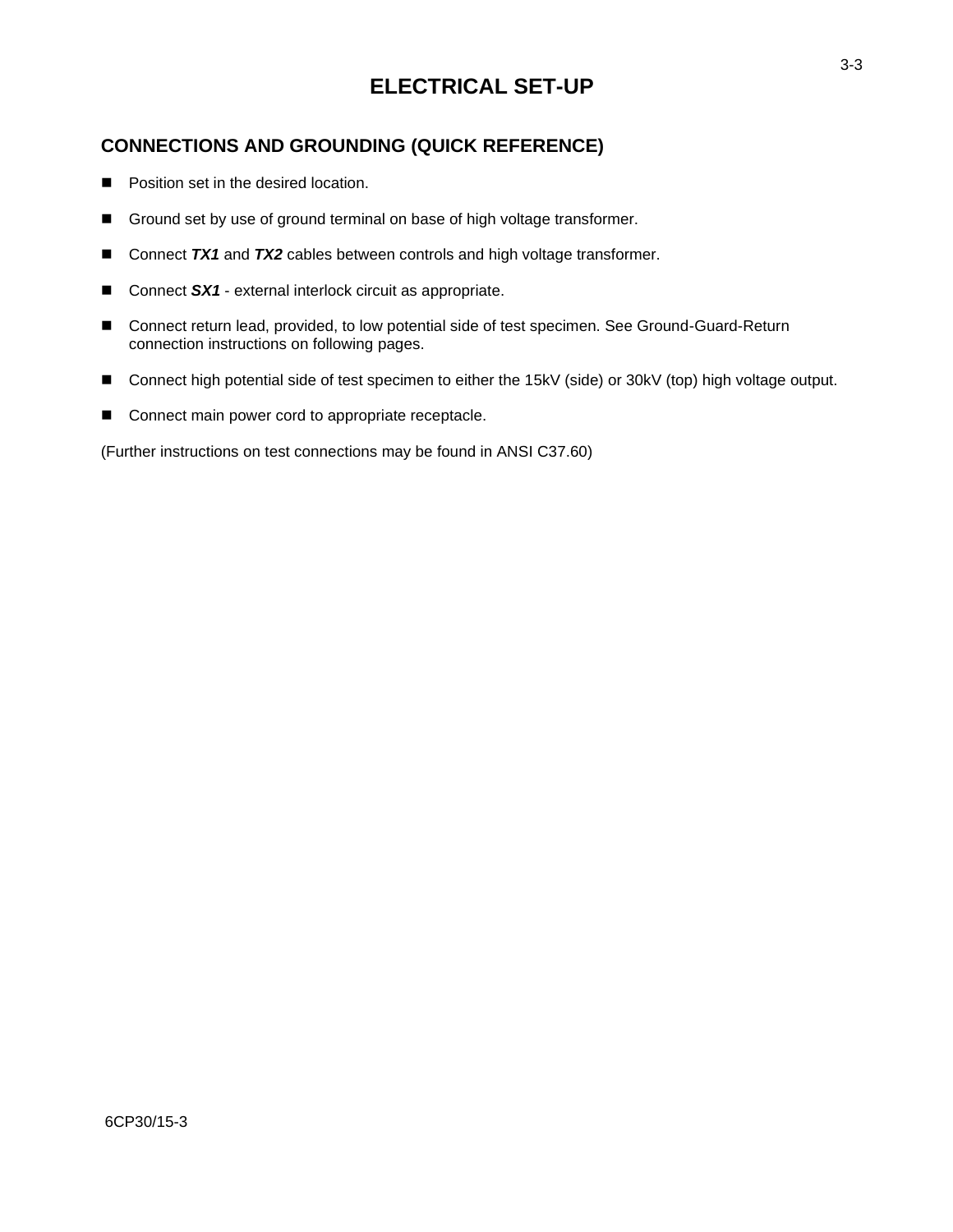# ELECTRICAL SET-UP

## CONNECTIONS AND GROUNDING (QUICK REFERENCE)

- Position set in the desired location.
- Ground set by use of ground terminal on base of high voltage transformer.
- Connect ***TX1*** and ***TX2*** cables between controls and high voltage transformer.
- Connect ***SX1*** - external interlock circuit as appropriate.
- Connect return lead, provided, to low potential side of test specimen. See Ground-Guard-Return connection instructions on following pages.
- Connect high potential side of test specimen to either the 15kV (side) or 30kV (top) high voltage output.
- Connect main power cord to appropriate receptacle.

(Further instructions on test connections may be found in ANSI C37.60)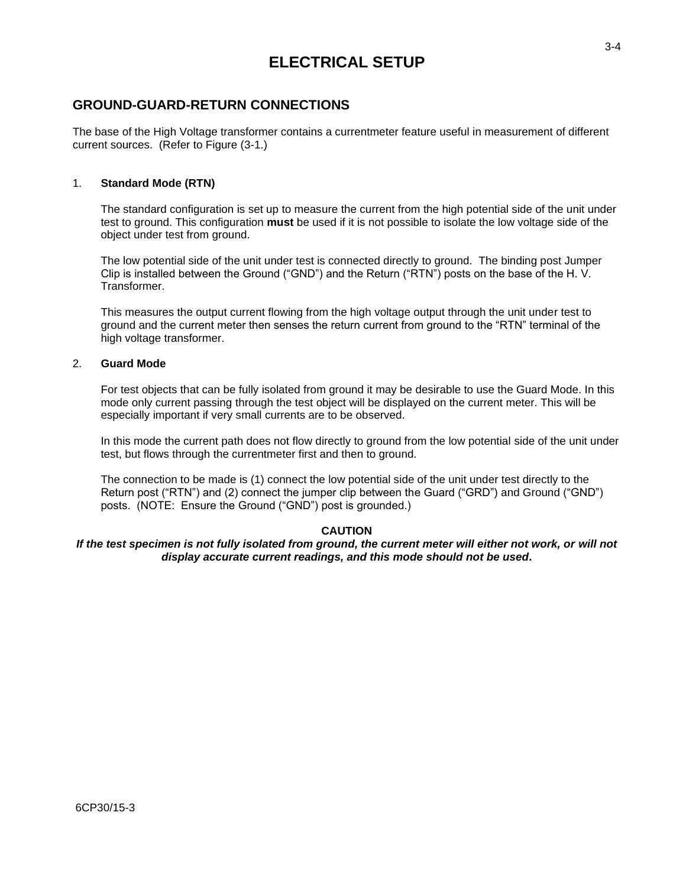# ELECTRICAL SETUP

## GROUND-GUARD-RETURN CONNECTIONS

The base of the High Voltage transformer contains a currentmeter feature useful in measurement of different current sources.  (Refer to Figure (3-1.)

1. **Standard Mode (RTN)**

   The standard configuration is set up to measure the current from the high potential side of the unit under test to ground. This configuration **must** be used if it is not possible to isolate the low voltage side of the object under test from ground.

   The low potential side of the unit under test is connected directly to ground.  The binding post Jumper Clip is installed between the Ground ("GND") and the Return ("RTN") posts on the base of the H. V. Transformer.

   This measures the output current flowing from the high voltage output through the unit under test to ground and the current meter then senses the return current from ground to the "RTN" terminal of the high voltage transformer.

2. **Guard Mode**

   For test objects that can be fully isolated from ground it may be desirable to use the Guard Mode. In this mode only current passing through the test object will be displayed on the current meter. This will be especially important if very small currents are to be observed.

   In this mode the current path does not flow directly to ground from the low potential side of the unit under test, but flows through the currentmeter first and then to ground.

   The connection to be made is (1) connect the low potential side of the unit under test directly to the Return post ("RTN") and (2) connect the jumper clip between the Guard ("GRD") and Ground ("GND") posts.  (NOTE:  Ensure the Ground ("GND") post is grounded.)

**CAUTION**

***If the test specimen is not fully isolated from ground, the current meter will either not work, or will not display accurate current readings, and this mode should not be used.***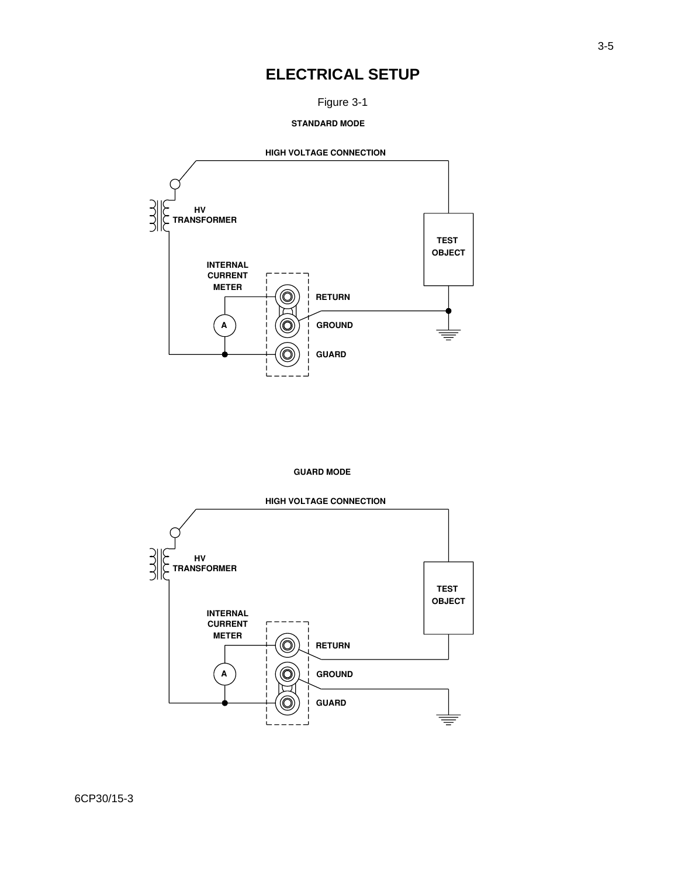# ELECTRICAL SETUP

Figure 3-1

STANDARD MODE

HIGH VOLTAGE CONNECTION

HV
TRANSFORMER

TEST
OBJECT

INTERNAL
CURRENT
METER

A

RETURN

GROUND

GUARD

GUARD MODE

HIGH VOLTAGE CONNECTION

HV
TRANSFORMER

TEST
OBJECT

INTERNAL
CURRENT
METER

A

RETURN

GROUND

GUARD

6CP30/15-3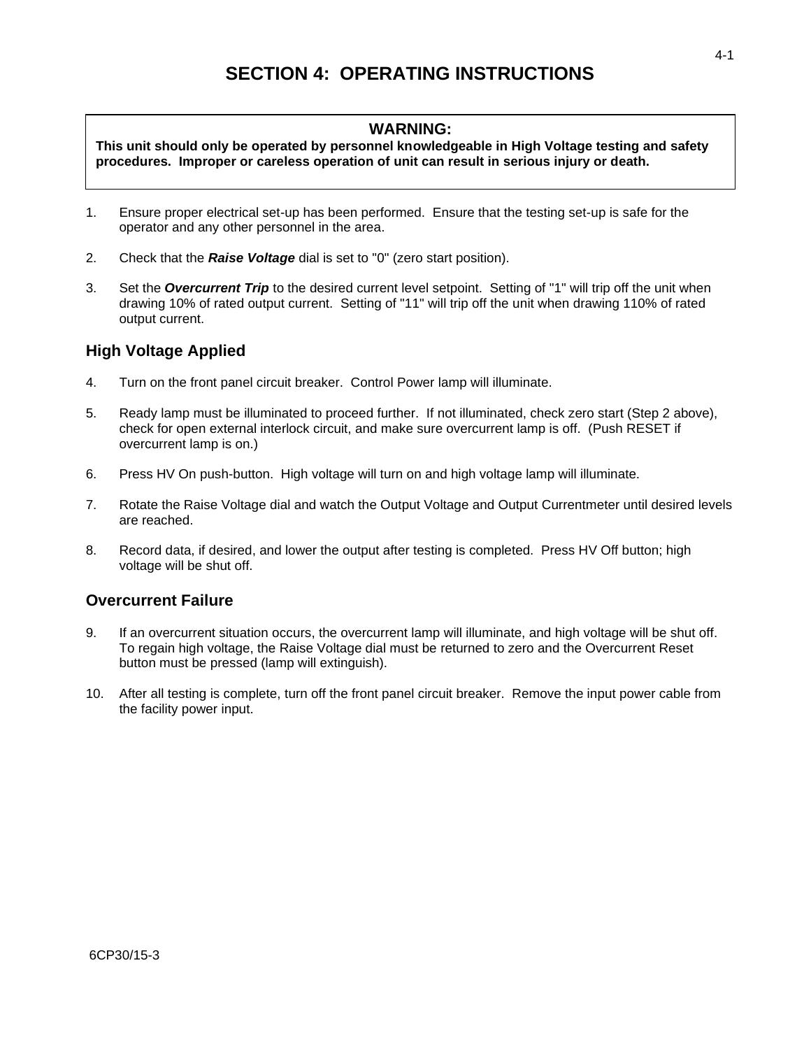# SECTION 4: OPERATING INSTRUCTIONS

> **WARNING:**
> **This unit should only be operated by personnel knowledgeable in High Voltage testing and safety procedures. Improper or careless operation of unit can result in serious injury or death.**

1. Ensure proper electrical set-up has been performed. Ensure that the testing set-up is safe for the operator and any other personnel in the area.

2. Check that the ***Raise Voltage*** dial is set to "0" (zero start position).

3. Set the ***Overcurrent Trip*** to the desired current level setpoint. Setting of "1" will trip off the unit when drawing 10% of rated output current. Setting of "11" will trip off the unit when drawing 110% of rated output current.

## High Voltage Applied

4. Turn on the front panel circuit breaker. Control Power lamp will illuminate.

5. Ready lamp must be illuminated to proceed further. If not illuminated, check zero start (Step 2 above), check for open external interlock circuit, and make sure overcurrent lamp is off. (Push RESET if overcurrent lamp is on.)

6. Press HV On push-button. High voltage will turn on and high voltage lamp will illuminate.

7. Rotate the Raise Voltage dial and watch the Output Voltage and Output Currentmeter until desired levels are reached.

8. Record data, if desired, and lower the output after testing is completed. Press HV Off button; high voltage will be shut off.

## Overcurrent Failure

9. If an overcurrent situation occurs, the overcurrent lamp will illuminate, and high voltage will be shut off. To regain high voltage, the Raise Voltage dial must be returned to zero and the Overcurrent Reset button must be pressed (lamp will extinguish).

10. After all testing is complete, turn off the front panel circuit breaker. Remove the input power cable from the facility power input.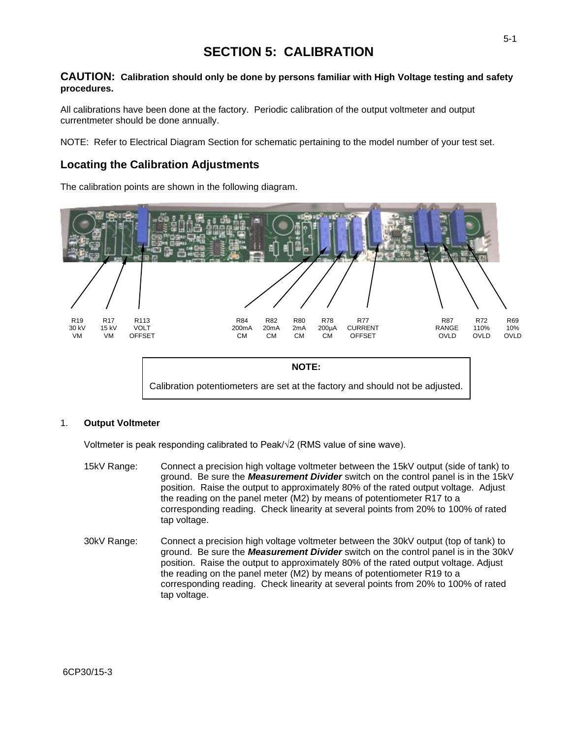# SECTION 5: CALIBRATION

**CAUTION: Calibration should only be done by persons familiar with High Voltage testing and safety procedures.**

All calibrations have been done at the factory. Periodic calibration of the output voltmeter and output currentmeter should be done annually.

NOTE: Refer to Electrical Diagram Section for schematic pertaining to the model number of your test set.

## Locating the Calibration Adjustments

The calibration points are shown in the following diagram.

R19 30 kV VM
R17 15 kV VM
R113 VOLT OFFSET
R84 200mA CM
R82 20mA CM
R80 2mA CM
R78 200µA CM
R77 CURRENT OFFSET
R87 RANGE OVLD
R72 110% OVLD
R69 10% OVLD

**NOTE:**

Calibration potentiometers are set at the factory and should not be adjusted.

1. **Output Voltmeter**

   Voltmeter is peak responding calibrated to Peak/√2 (RMS value of sine wave).

   15kV Range: Connect a precision high voltage voltmeter between the 15kV output (side of tank) to ground. Be sure the ***Measurement Divider*** switch on the control panel is in the 15kV position. Raise the output to approximately 80% of the rated output voltage. Adjust the reading on the panel meter (M2) by means of potentiometer R17 to a corresponding reading. Check linearity at several points from 20% to 100% of rated tap voltage.

   30kV Range: Connect a precision high voltage voltmeter between the 30kV output (top of tank) to ground. Be sure the ***Measurement Divider*** switch on the control panel is in the 30kV position. Raise the output to approximately 80% of the rated output voltage. Adjust the reading on the panel meter (M2) by means of potentiometer R19 to a corresponding reading. Check linearity at several points from 20% to 100% of rated tap voltage.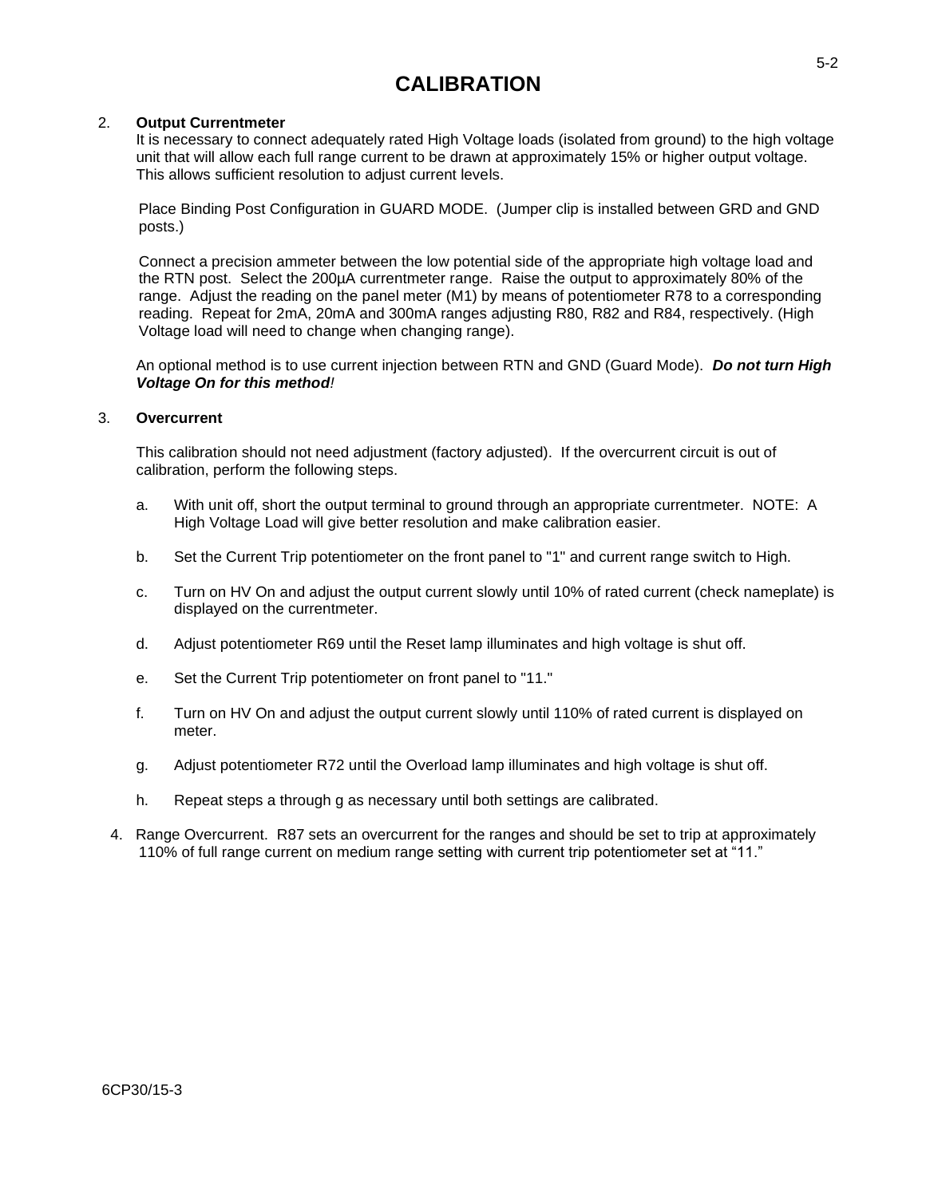# CALIBRATION

2. **Output Currentmeter**

   It is necessary to connect adequately rated High Voltage loads (isolated from ground) to the high voltage unit that will allow each full range current to be drawn at approximately 15% or higher output voltage. This allows sufficient resolution to adjust current levels.

   Place Binding Post Configuration in GUARD MODE. (Jumper clip is installed between GRD and GND posts.)

   Connect a precision ammeter between the low potential side of the appropriate high voltage load and the RTN post. Select the 200µA currentmeter range. Raise the output to approximately 80% of the range. Adjust the reading on the panel meter (M1) by means of potentiometer R78 to a corresponding reading. Repeat for 2mA, 20mA and 300mA ranges adjusting R80, R82 and R84, respectively. (High Voltage load will need to change when changing range).

   An optional method is to use current injection between RTN and GND (Guard Mode). ***Do not turn High Voltage On for this method!***

3. **Overcurrent**

   This calibration should not need adjustment (factory adjusted). If the overcurrent circuit is out of calibration, perform the following steps.

   a. With unit off, short the output terminal to ground through an appropriate currentmeter. NOTE: A High Voltage Load will give better resolution and make calibration easier.

   b. Set the Current Trip potentiometer on the front panel to "1" and current range switch to High.

   c. Turn on HV On and adjust the output current slowly until 10% of rated current (check nameplate) is displayed on the currentmeter.

   d. Adjust potentiometer R69 until the Reset lamp illuminates and high voltage is shut off.

   e. Set the Current Trip potentiometer on front panel to "11."

   f. Turn on HV On and adjust the output current slowly until 110% of rated current is displayed on meter.

   g. Adjust potentiometer R72 until the Overload lamp illuminates and high voltage is shut off.

   h. Repeat steps a through g as necessary until both settings are calibrated.

4. Range Overcurrent. R87 sets an overcurrent for the ranges and should be set to trip at approximately 110% of full range current on medium range setting with current trip potentiometer set at "11."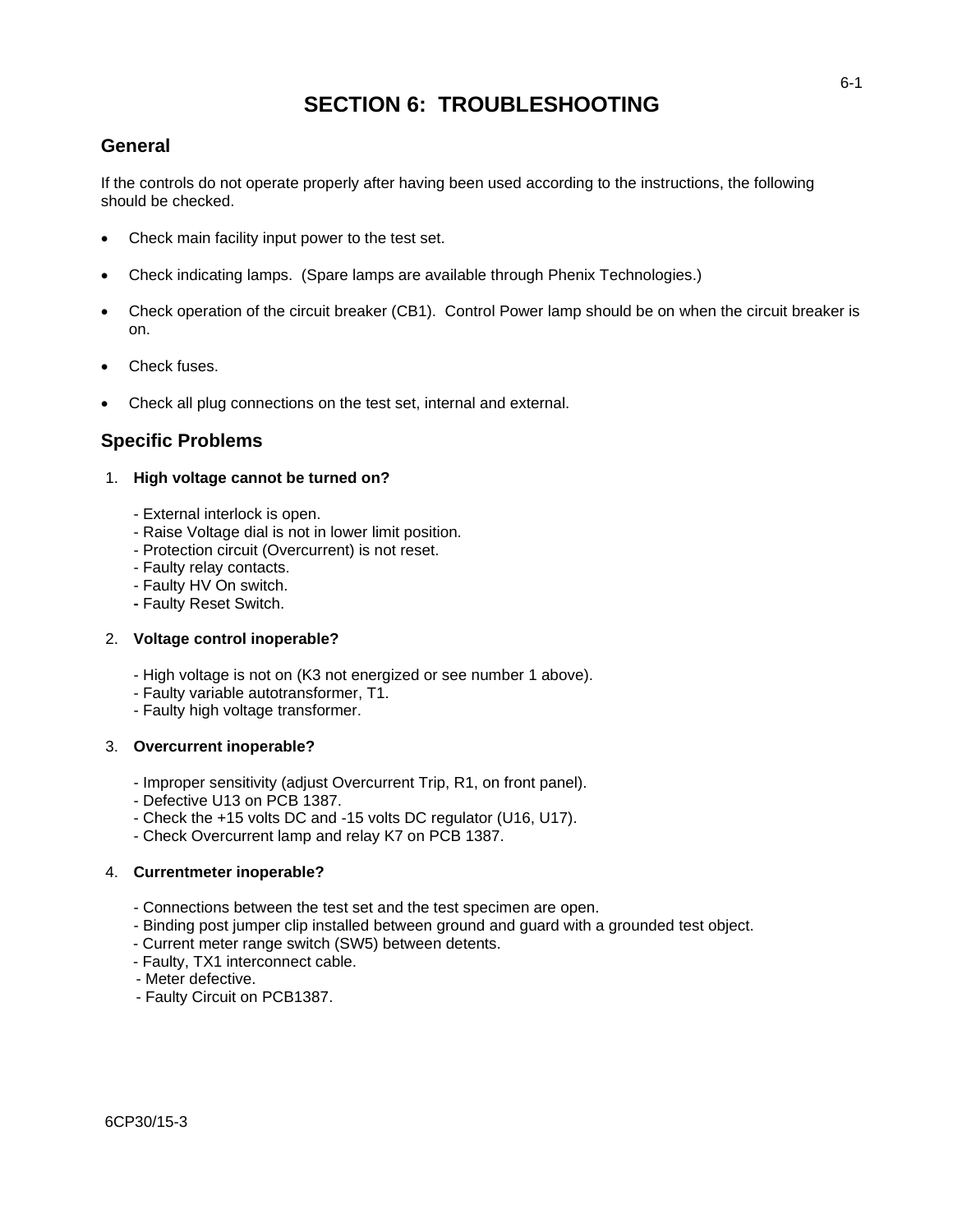# SECTION 6: TROUBLESHOOTING

## General

If the controls do not operate properly after having been used according to the instructions, the following should be checked.

- Check main facility input power to the test set.
- Check indicating lamps. (Spare lamps are available through Phenix Technologies.)
- Check operation of the circuit breaker (CB1). Control Power lamp should be on when the circuit breaker is on.
- Check fuses.
- Check all plug connections on the test set, internal and external.

## Specific Problems

1. **High voltage cannot be turned on?**

   - External interlock is open.
   - Raise Voltage dial is not in lower limit position.
   - Protection circuit (Overcurrent) is not reset.
   - Faulty relay contacts.
   - Faulty HV On switch.
   - Faulty Reset Switch.

2. **Voltage control inoperable?**

   - High voltage is not on (K3 not energized or see number 1 above).
   - Faulty variable autotransformer, T1.
   - Faulty high voltage transformer.

3. **Overcurrent inoperable?**

   - Improper sensitivity (adjust Overcurrent Trip, R1, on front panel).
   - Defective U13 on PCB 1387.
   - Check the +15 volts DC and -15 volts DC regulator (U16, U17).
   - Check Overcurrent lamp and relay K7 on PCB 1387.

4. **Currentmeter inoperable?**

   - Connections between the test set and the test specimen are open.
   - Binding post jumper clip installed between ground and guard with a grounded test object.
   - Current meter range switch (SW5) between detents.
   - Faulty, TX1 interconnect cable.
   - Meter defective.
   - Faulty Circuit on PCB1387.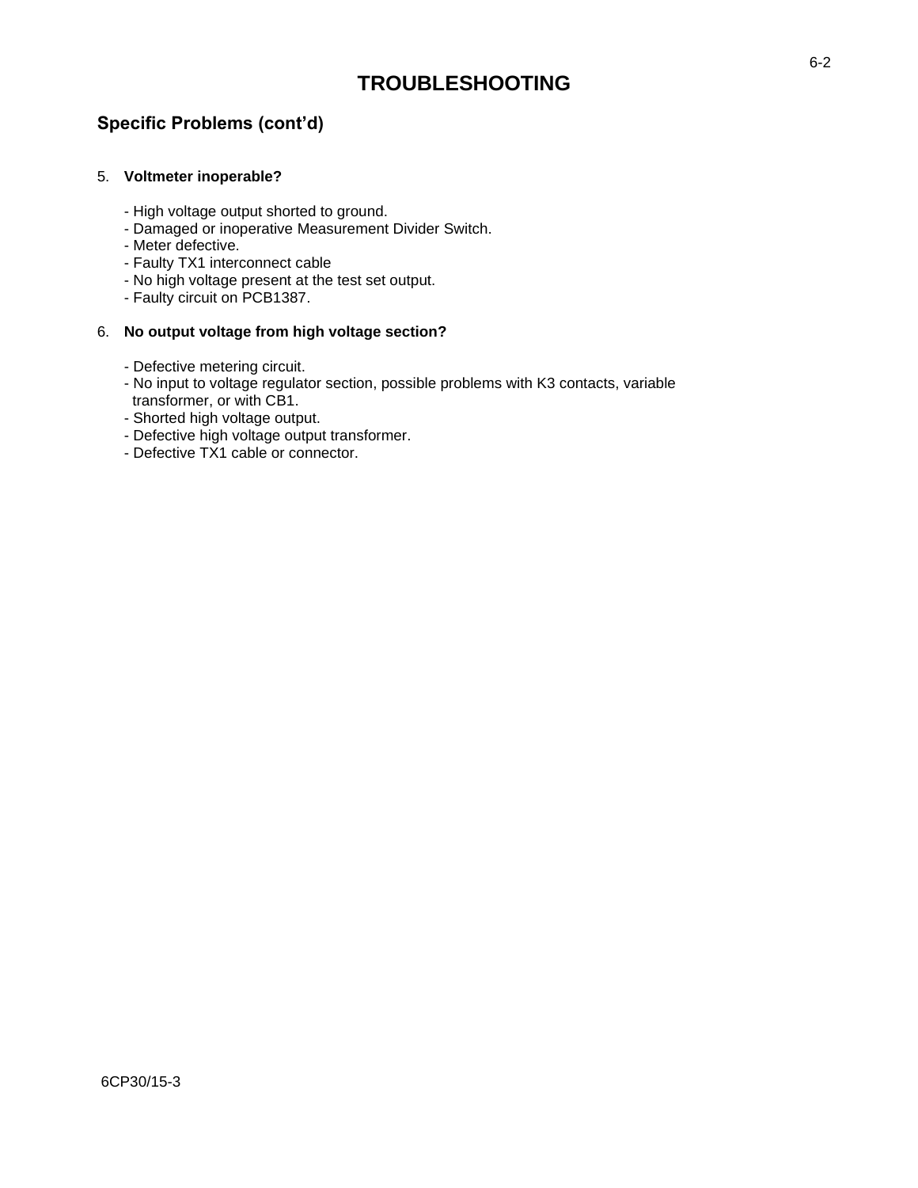# TROUBLESHOOTING

## Specific Problems (cont'd)

5. **Voltmeter inoperable?**

   - High voltage output shorted to ground.
   - Damaged or inoperative Measurement Divider Switch.
   - Meter defective.
   - Faulty TX1 interconnect cable
   - No high voltage present at the test set output.
   - Faulty circuit on PCB1387.

6. **No output voltage from high voltage section?**

   - Defective metering circuit.
   - No input to voltage regulator section, possible problems with K3 contacts, variable transformer, or with CB1.
   - Shorted high voltage output.
   - Defective high voltage output transformer.
   - Defective TX1 cable or connector.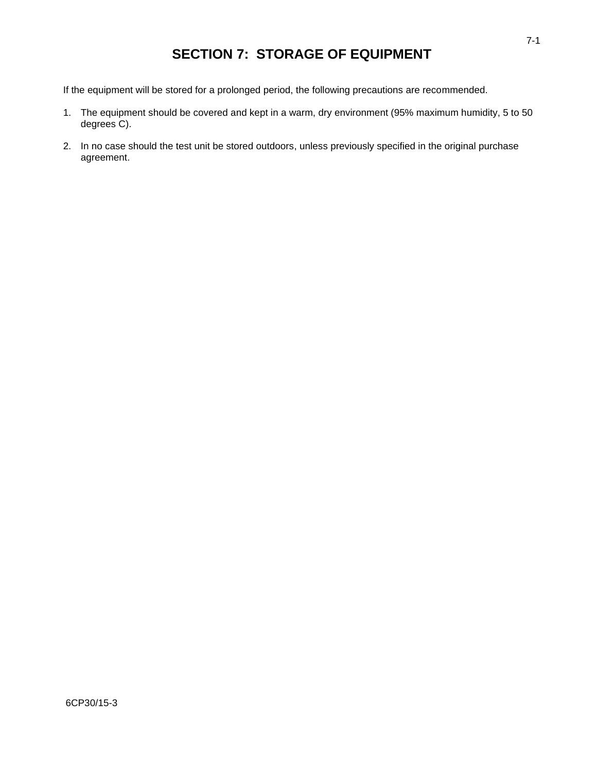# SECTION 7: STORAGE OF EQUIPMENT

If the equipment will be stored for a prolonged period, the following precautions are recommended.

1. The equipment should be covered and kept in a warm, dry environment (95% maximum humidity, 5 to 50 degrees C).

2. In no case should the test unit be stored outdoors, unless previously specified in the original purchase agreement.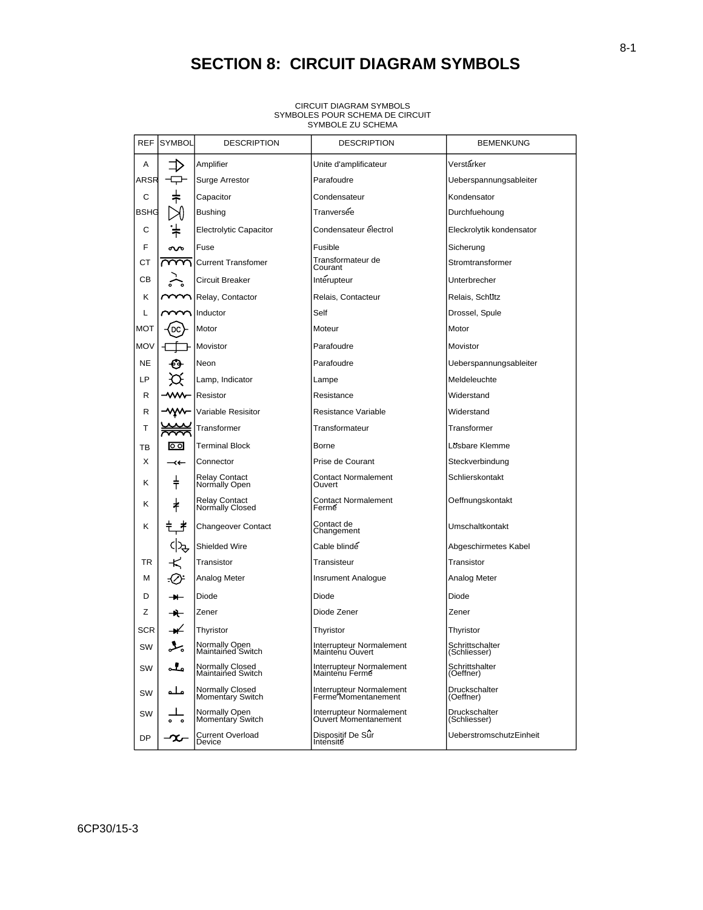# SECTION 8: CIRCUIT DIAGRAM SYMBOLS

CIRCUIT DIAGRAM SYMBOLS
SYMBOLES POUR SCHEMA DE CIRCUIT
SYMBOLE ZU SCHEMA

| REF | SYMBOL | DESCRIPTION | DESCRIPTION | BEMENKUNG |
|---|---|---|---|---|
| A | | Amplifier | Unite d'amplificateur | Verstärker |
| ARSR | | Surge Arrestor | Parafoudre | Ueberspannungsableiter |
| C | | Capacitor | Condensateur | Kondensator |
| BSHG | | Bushing | Tranversée | Durchfuehoung |
| C | | Electrolytic Capacitor | Condensateur électrol | Eleckrolytik kondensator |
| F | | Fuse | Fusible | Sicherung |
| CT | | Current Transfomer | Transformateur de Courant | Stromtransformer |
| CB | | Circuit Breaker | Intérupteur | Unterbrecher |
| K | | Relay, Contactor | Relais, Contacteur | Relais, Schütz |
| L | | Inductor | Self | Drossel, Spule |
| MOT | | Motor | Moteur | Motor |
| MOV | | Movistor | Parafoudre | Movistor |
| NE | | Neon | Parafoudre | Ueberspannungsableiter |
| LP | | Lamp, Indicator | Lampe | Meldeleuchte |
| R | | Resistor | Resistance | Widerstand |
| R | | Variable Resisitor | Resistance Variable | Widerstand |
| T | | Transformer | Transformateur | Transformer |
| TB | | Terminal Block | Borne | Lösbare Klemme |
| X | | Connector | Prise de Courant | Steckverbindung |
| K | | Relay Contact Normally Open | Contact Normalement Ouvert | Schlierskontakt |
| K | | Relay Contact Normally Closed | Contact Normalement Fermé | Oeffnungskontakt |
| K | | Changeover Contact | Contact de Changement | Umschaltkontakt |
| | | Shielded Wire | Cable blindé | Abgeschirmetes Kabel |
| TR | | Transistor | Transisteur | Transistor |
| M | | Analog Meter | Insrument Analogue | Analog Meter |
| D | | Diode | Diode | Diode |
| Z | | Zener | Diode Zener | Zener |
| SCR | | Thyristor | Thyristor | Thyristor |
| SW | | Normally Open Maintained Switch | Interrupteur Normalement Maintenu Ouvert | Schrittschalter (Schliesser) |
| SW | | Normally Closed Maintained Switch | Interrupteur Normalement Maintenu Fermé | Schrittshalter (Oeffner) |
| SW | | Normally Closed Momentary Switch | Interrupteur Normalement Fermé Momentanement | Druckschalter (Oeffner) |
| SW | | Normally Open Momentary Switch | Interrupteur Normalement Ouvert Momentanement | Druckschalter (Schliesser) |
| DP | | Current Overload Device | Dispositif De Sûr Intensité | UeberstromschutzEinheit |

6CP30/15-3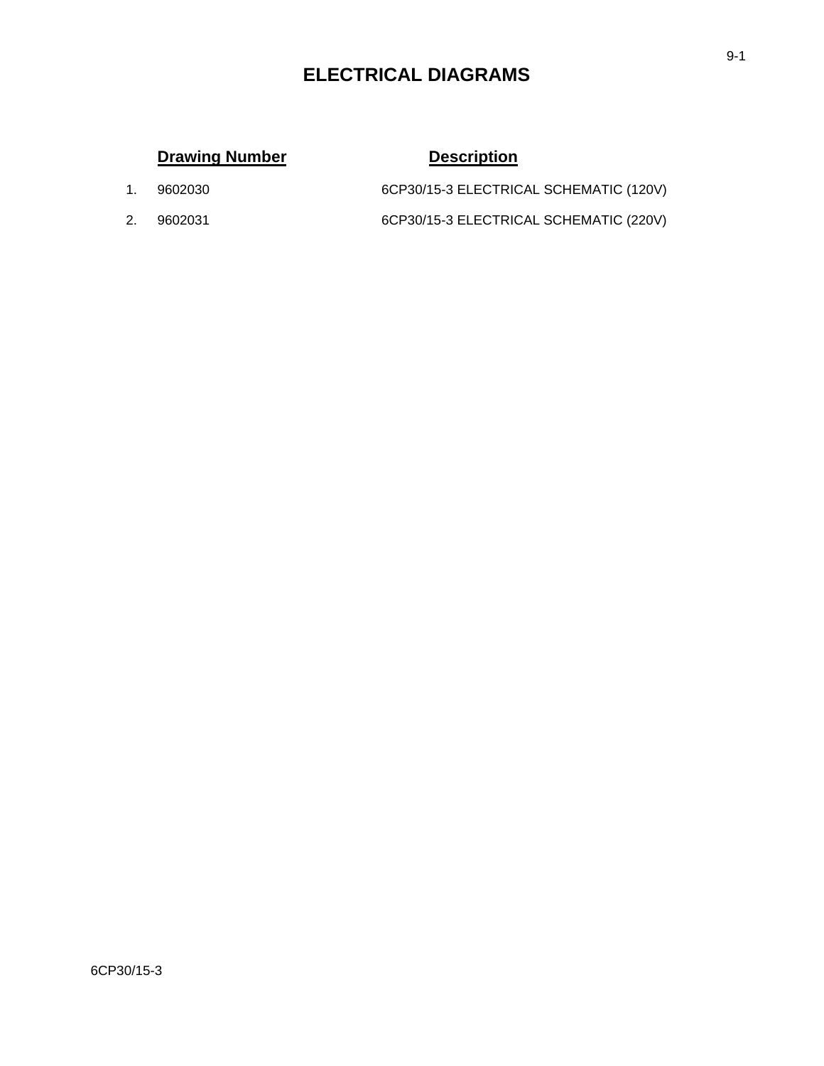# ELECTRICAL DIAGRAMS

| | Drawing Number | Description |
|---|---|---|
| 1. | 9602030 | 6CP30/15-3 ELECTRICAL SCHEMATIC (120V) |
| 2. | 9602031 | 6CP30/15-3 ELECTRICAL SCHEMATIC (220V) |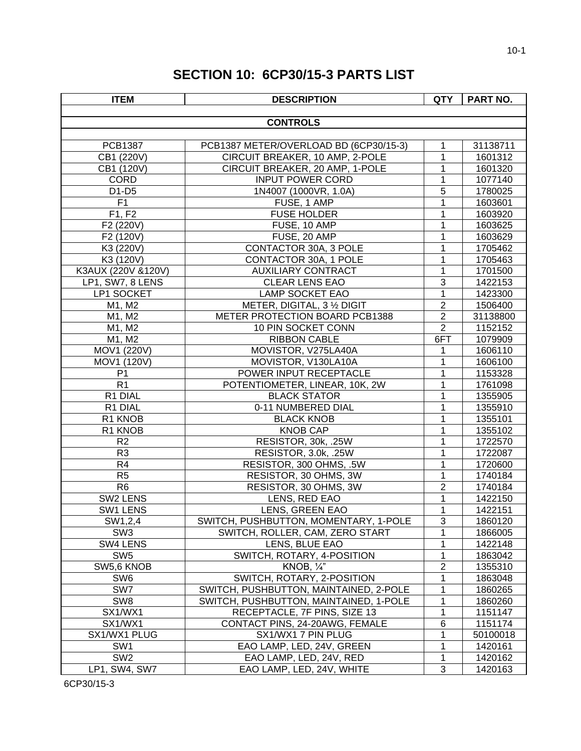# SECTION 10: 6CP30/15-3 PARTS LIST

| ITEM | DESCRIPTION | QTY | PART NO. |
|---|---|---|---|
| | **CONTROLS** | | |
| PCB1387 | PCB1387 METER/OVERLOAD BD (6CP30/15-3) | 1 | 31138711 |
| CB1 (220V) | CIRCUIT BREAKER, 10 AMP, 2-POLE | 1 | 1601312 |
| CB1 (120V) | CIRCUIT BREAKER, 20 AMP, 1-POLE | 1 | 1601320 |
| CORD | INPUT POWER CORD | 1 | 1077140 |
| D1-D5 | 1N4007 (1000VR, 1.0A) | 5 | 1780025 |
| F1 | FUSE, 1 AMP | 1 | 1603601 |
| F1, F2 | FUSE HOLDER | 1 | 1603920 |
| F2 (220V) | FUSE, 10 AMP | 1 | 1603625 |
| F2 (120V) | FUSE, 20 AMP | 1 | 1603629 |
| K3 (220V) | CONTACTOR 30A, 3 POLE | 1 | 1705462 |
| K3 (120V) | CONTACTOR 30A, 1 POLE | 1 | 1705463 |
| K3AUX (220V &120V) | AUXILIARY CONTRACT | 1 | 1701500 |
| LP1, SW7, 8 LENS | CLEAR LENS EAO | 3 | 1422153 |
| LP1 SOCKET | LAMP SOCKET EAO | 1 | 1423300 |
| M1, M2 | METER, DIGITAL, 3 ½ DIGIT | 2 | 1506400 |
| M1, M2 | METER PROTECTION BOARD PCB1388 | 2 | 31138800 |
| M1, M2 | 10 PIN SOCKET CONN | 2 | 1152152 |
| M1, M2 | RIBBON CABLE | 6FT | 1079909 |
| MOV1 (220V) | MOVISTOR, V275LA40A | 1 | 1606110 |
| MOV1 (120V) | MOVISTOR, V130LA10A | 1 | 1606100 |
| P1 | POWER INPUT RECEPTACLE | 1 | 1153328 |
| R1 | POTENTIOMETER, LINEAR, 10K, 2W | 1 | 1761098 |
| R1 DIAL | BLACK STATOR | 1 | 1355905 |
| R1 DIAL | 0-11 NUMBERED DIAL | 1 | 1355910 |
| R1 KNOB | BLACK KNOB | 1 | 1355101 |
| R1 KNOB | KNOB CAP | 1 | 1355102 |
| R2 | RESISTOR, 30k, .25W | 1 | 1722570 |
| R3 | RESISTOR, 3.0k, .25W | 1 | 1722087 |
| R4 | RESISTOR, 300 OHMS, .5W | 1 | 1720600 |
| R5 | RESISTOR, 30 OHMS, 3W | 1 | 1740184 |
| R6 | RESISTOR, 30 OHMS, 3W | 2 | 1740184 |
| SW2 LENS | LENS, RED EAO | 1 | 1422150 |
| SW1 LENS | LENS, GREEN EAO | 1 | 1422151 |
| SW1,2,4 | SWITCH, PUSHBUTTON, MOMENTARY, 1-POLE | 3 | 1860120 |
| SW3 | SWITCH, ROLLER, CAM, ZERO START | 1 | 1866005 |
| SW4 LENS | LENS, BLUE EAO | 1 | 1422148 |
| SW5 | SWITCH, ROTARY, 4-POSITION | 1 | 1863042 |
| SW5,6 KNOB | KNOB, ¼" | 2 | 1355310 |
| SW6 | SWITCH, ROTARY, 2-POSITION | 1 | 1863048 |
| SW7 | SWITCH, PUSHBUTTON, MAINTAINED, 2-POLE | 1 | 1860265 |
| SW8 | SWITCH, PUSHBUTTON, MAINTAINED, 1-POLE | 1 | 1860260 |
| SX1/WX1 | RECEPTACLE, 7F PINS, SIZE 13 | 1 | 1151147 |
| SX1/WX1 | CONTACT PINS, 24-20AWG, FEMALE | 6 | 1151174 |
| SX1/WX1 PLUG | SX1/WX1 7 PIN PLUG | 1 | 50100018 |
| SW1 | EAO LAMP, LED, 24V, GREEN | 1 | 1420161 |
| SW2 | EAO LAMP, LED, 24V, RED | 1 | 1420162 |
| LP1, SW4, SW7 | EAO LAMP, LED, 24V, WHITE | 3 | 1420163 |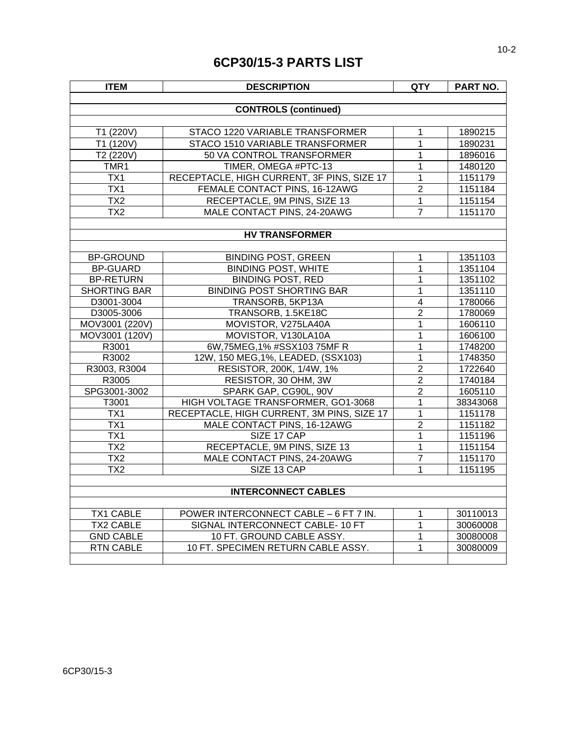# 6CP30/15-3 PARTS LIST

| ITEM | DESCRIPTION | QTY | PART NO. |
|---|---|---|---|
| | **CONTROLS (continued)** | | |
| T1 (220V) | STACO 1220 VARIABLE TRANSFORMER | 1 | 1890215 |
| T1 (120V) | STACO 1510 VARIABLE TRANSFORMER | 1 | 1890231 |
| T2 (220V) | 50 VA CONTROL TRANSFORMER | 1 | 1896016 |
| TMR1 | TIMER, OMEGA #PTC-13 | 1 | 1480120 |
| TX1 | RECEPTACLE, HIGH CURRENT, 3F PINS, SIZE 17 | 1 | 1151179 |
| TX1 | FEMALE CONTACT PINS, 16-12AWG | 2 | 1151184 |
| TX2 | RECEPTACLE, 9M PINS, SIZE 13 | 1 | 1151154 |
| TX2 | MALE CONTACT PINS, 24-20AWG | 7 | 1151170 |
| | **HV TRANSFORMER** | | |
| BP-GROUND | BINDING POST, GREEN | 1 | 1351103 |
| BP-GUARD | BINDING POST, WHITE | 1 | 1351104 |
| BP-RETURN | BINDING POST, RED | 1 | 1351102 |
| SHORTING BAR | BINDING POST SHORTING BAR | 1 | 1351110 |
| D3001-3004 | TRANSORB, 5KP13A | 4 | 1780066 |
| D3005-3006 | TRANSORB, 1.5KE18C | 2 | 1780069 |
| MOV3001 (220V) | MOVISTOR, V275LA40A | 1 | 1606110 |
| MOV3001 (120V) | MOVISTOR, V130LA10A | 1 | 1606100 |
| R3001 | 6W,75MEG,1% #SSX103 75MF R | 1 | 1748200 |
| R3002 | 12W, 150 MEG,1%, LEADED, (SSX103) | 1 | 1748350 |
| R3003, R3004 | RESISTOR, 200K, 1/4W, 1% | 2 | 1722640 |
| R3005 | RESISTOR, 30 OHM, 3W | 2 | 1740184 |
| SPG3001-3002 | SPARK GAP, CG90L, 90V | 2 | 1605110 |
| T3001 | HIGH VOLTAGE TRANSFORMER, GO1-3068 | 1 | 38343068 |
| TX1 | RECEPTACLE, HIGH CURRENT, 3M PINS, SIZE 17 | 1 | 1151178 |
| TX1 | MALE CONTACT PINS, 16-12AWG | 2 | 1151182 |
| TX1 | SIZE 17 CAP | 1 | 1151196 |
| TX2 | RECEPTACLE, 9M PINS, SIZE 13 | 1 | 1151154 |
| TX2 | MALE CONTACT PINS, 24-20AWG | 7 | 1151170 |
| TX2 | SIZE 13 CAP | 1 | 1151195 |
| | **INTERCONNECT CABLES** | | |
| TX1 CABLE | POWER INTERCONNECT CABLE – 6 FT 7 IN. | 1 | 30110013 |
| TX2 CABLE | SIGNAL INTERCONNECT CABLE- 10 FT | 1 | 30060008 |
| GND CABLE | 10 FT. GROUND CABLE ASSY. | 1 | 30080008 |
| RTN CABLE | 10 FT. SPECIMEN RETURN CABLE ASSY. | 1 | 30080009 |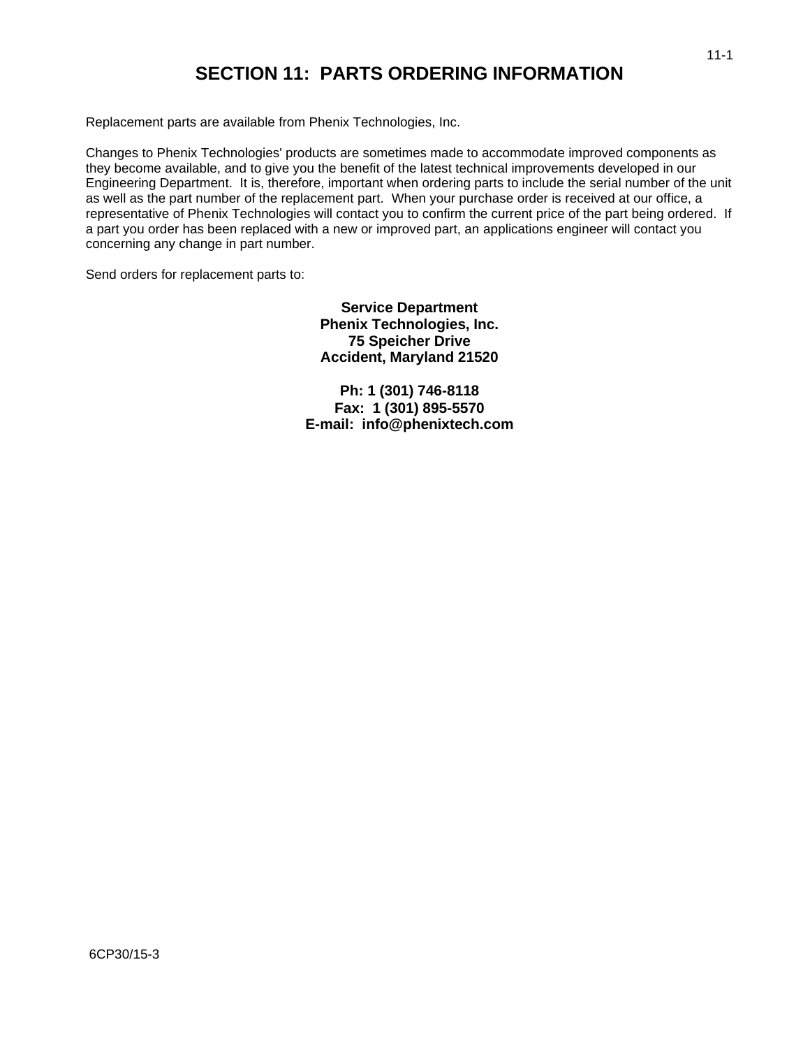# SECTION 11: PARTS ORDERING INFORMATION

Replacement parts are available from Phenix Technologies, Inc.

Changes to Phenix Technologies' products are sometimes made to accommodate improved components as they become available, and to give you the benefit of the latest technical improvements developed in our Engineering Department. It is, therefore, important when ordering parts to include the serial number of the unit as well as the part number of the replacement part. When your purchase order is received at our office, a representative of Phenix Technologies will contact you to confirm the current price of the part being ordered. If a part you order has been replaced with a new or improved part, an applications engineer will contact you concerning any change in part number.

Send orders for replacement parts to:

**Service Department**
**Phenix Technologies, Inc.**
**75 Speicher Drive**
**Accident, Maryland 21520**

**Ph: 1 (301) 746-8118**
**Fax: 1 (301) 895-5570**
**E-mail: info@phenixtech.com**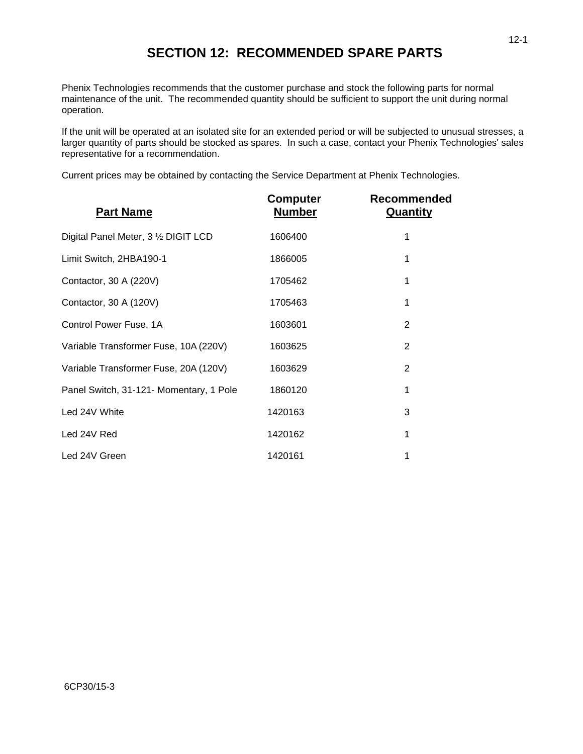# SECTION 12: RECOMMENDED SPARE PARTS

Phenix Technologies recommends that the customer purchase and stock the following parts for normal maintenance of the unit. The recommended quantity should be sufficient to support the unit during normal operation.

If the unit will be operated at an isolated site for an extended period or will be subjected to unusual stresses, a larger quantity of parts should be stocked as spares. In such a case, contact your Phenix Technologies' sales representative for a recommendation.

Current prices may be obtained by contacting the Service Department at Phenix Technologies.

| Part Name | Computer Number | Recommended Quantity |
|---|---|---|
| Digital Panel Meter, 3 ½ DIGIT LCD | 1606400 | 1 |
| Limit Switch, 2HBA190-1 | 1866005 | 1 |
| Contactor, 30 A (220V) | 1705462 | 1 |
| Contactor, 30 A (120V) | 1705463 | 1 |
| Control Power Fuse, 1A | 1603601 | 2 |
| Variable Transformer Fuse, 10A (220V) | 1603625 | 2 |
| Variable Transformer Fuse, 20A (120V) | 1603629 | 2 |
| Panel Switch, 31-121- Momentary, 1 Pole | 1860120 | 1 |
| Led 24V White | 1420163 | 3 |
| Led 24V Red | 1420162 | 1 |
| Led 24V Green | 1420161 | 1 |

6CP30/15-3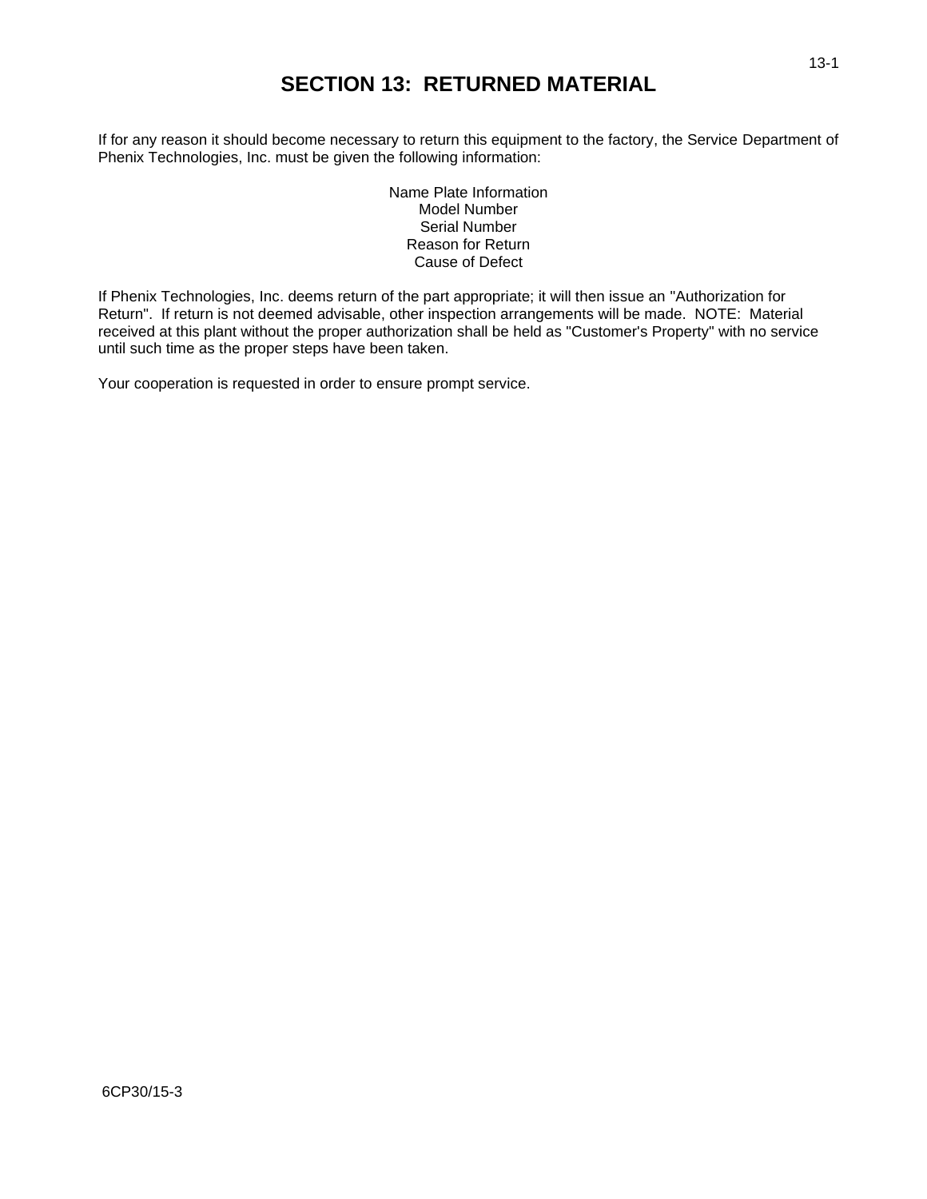# SECTION 13: RETURNED MATERIAL

If for any reason it should become necessary to return this equipment to the factory, the Service Department of Phenix Technologies, Inc. must be given the following information:

Name Plate Information
Model Number
Serial Number
Reason for Return
Cause of Defect

If Phenix Technologies, Inc. deems return of the part appropriate; it will then issue an "Authorization for Return". If return is not deemed advisable, other inspection arrangements will be made. NOTE: Material received at this plant without the proper authorization shall be held as "Customer's Property" with no service until such time as the proper steps have been taken.

Your cooperation is requested in order to ensure prompt service.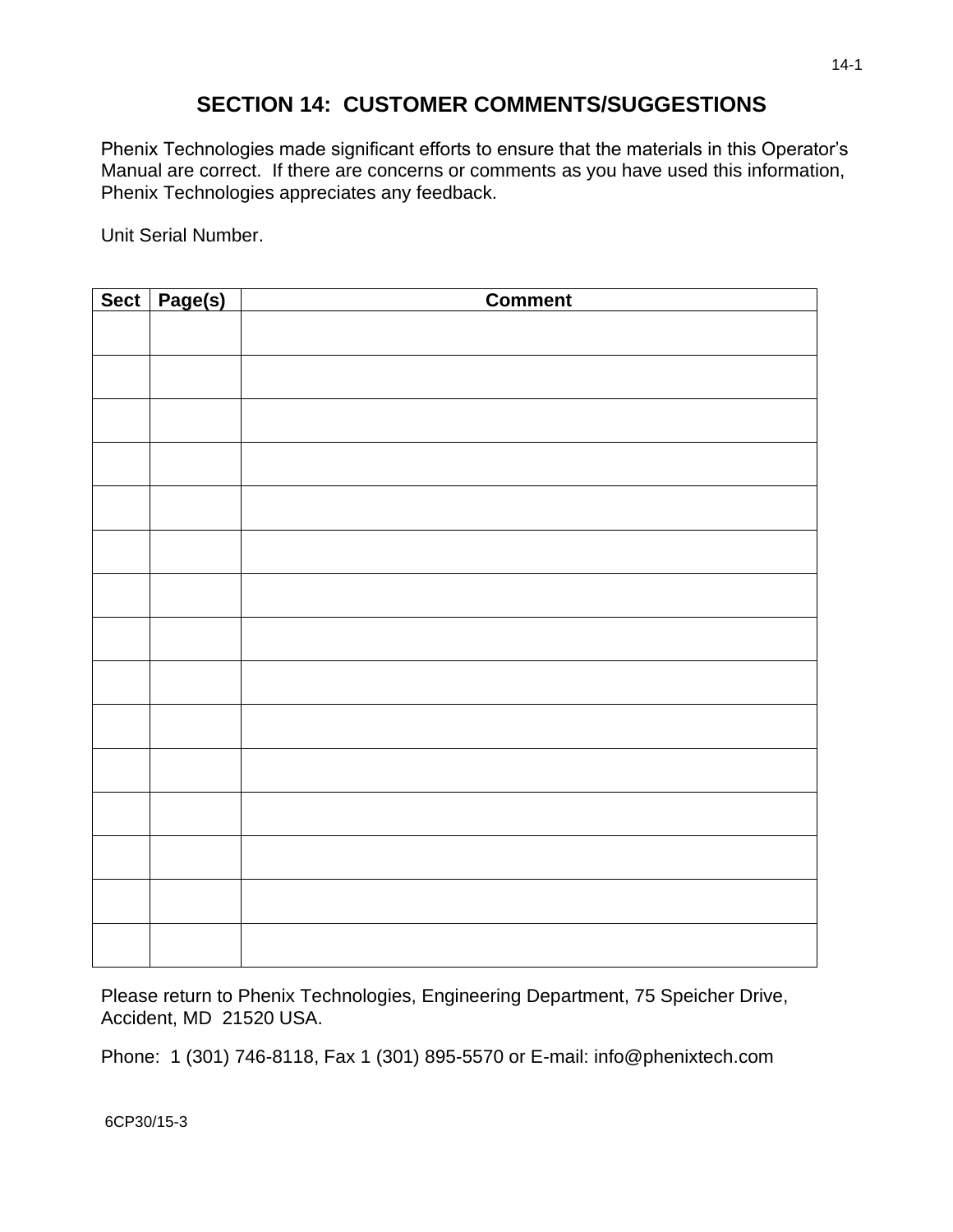# SECTION 14: CUSTOMER COMMENTS/SUGGESTIONS

Phenix Technologies made significant efforts to ensure that the materials in this Operator's Manual are correct. If there are concerns or comments as you have used this information, Phenix Technologies appreciates any feedback.

Unit Serial Number.

| Sect | Page(s) | Comment |
|---|---|---|
| | | |
| | | |
| | | |
| | | |
| | | |
| | | |
| | | |
| | | |
| | | |
| | | |
| | | |
| | | |
| | | |
| | | |
| | | |

Please return to Phenix Technologies, Engineering Department, 75 Speicher Drive, Accident, MD 21520 USA.

Phone: 1 (301) 746-8118, Fax 1 (301) 895-5570 or E-mail: info@phenixtech.com

6CP30/15-3